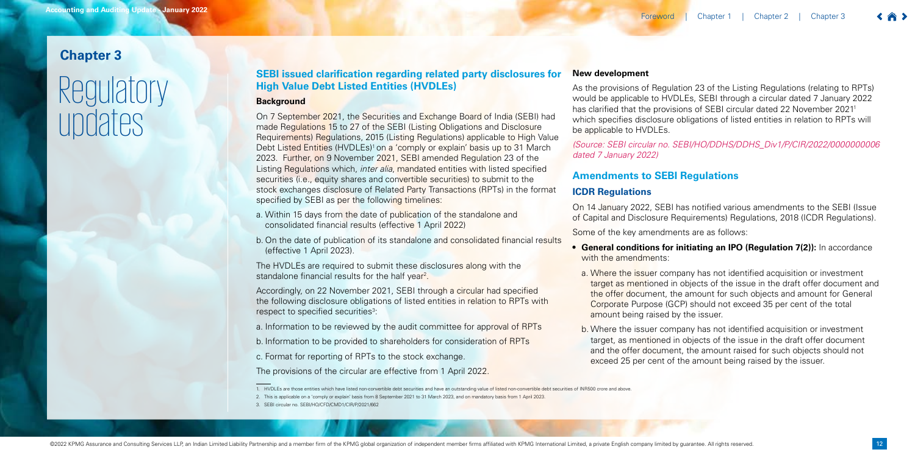## Chapter 3

# Regulatory updates

### SEBI issued clarification regarding related party disclosures for High Value Debt Listed Entities (HVDLEs)

#### Background

On 7 September 2021, the Securities and Exchange Board of India (SEBI) had made Regulations 15 to 27 of the SEBI (Listing Obligations and Disclosure Requirements) Regulations, 2015 (Listing Regulations) applicable to High Value Debt Listed Entities (HVDLEs)[1] on a 'comply or explain' basis up to 31 March 2023. Further, on 9 November 2021, SEBI amended Regulation 23 of the Listing Regulations which, *inter alia*, mandated entities with listed specified securities (i.e., equity shares and convertible securities) to submit to the stock exchanges disclosure of Related Party Transactions (RPTs) in the format specified by SEBI as per the following timelines:

a. Within 15 days from the date of publication of the standalone and consolidated financial results (effective 1 April 2022)

b. On the date of publication of its standalone and consolidated financial results (effective 1 April 2023).

The HVDLEs are required to submit these disclosures along with the standalone financial results for the half year[2].

Accordingly, on 22 November 2021, SEBI through a circular had specified the following disclosure obligations of listed entities in relation to RPTs with respect to specified securities[3]:

a. Information to be reviewed by the audit committee for approval of RPTs

b. Information to be provided to shareholders for consideration of RPTs

c. Format for reporting of RPTs to the stock exchange.

The provisions of the circular are effective from 1 April 2022.

1. HVDLEs are those entities which have listed non-convertible debt securities and have an outstanding value of listed non-convertible debt securities of INR500 crore and above.
2. This is applicable on a 'comply or explain' basis from 8 September 2021 to 31 March 2023, and on mandatory basis from 1 April 2023.
3. SEBI circular no. SEBI/HO/CFD/CMD1/CIR/P/2021/662

#### New development

As the provisions of Regulation 23 of the Listing Regulations (relating to RPTs) would be applicable to HVDLEs, SEBI through a circular dated 7 January 2022 has clarified that the provisions of SEBI circular dated 22 November 2021[1] which specifies disclosure obligations of listed entities in relation to RPTs will be applicable to HVDLEs.

*(Source: SEBI circular no. SEBI/HO/DDHS/DDHS_Div1/P/CIR/2022/0000000006 dated 7 January 2022)*

### Amendments to SEBI Regulations

#### ICDR Regulations

On 14 January 2022, SEBI has notified various amendments to the SEBI (Issue of Capital and Disclosure Requirements) Regulations, 2018 (ICDR Regulations).

Some of the key amendments are as follows:

- **General conditions for initiating an IPO (Regulation 7(2)):** In accordance with the amendments:

  a. Where the issuer company has not identified acquisition or investment target as mentioned in objects of the issue in the draft offer document and the offer document, the amount for such objects and amount for General Corporate Purpose (GCP) should not exceed 35 per cent of the total amount being raised by the issuer.

  b. Where the issuer company has not identified acquisition or investment target, as mentioned in objects of the issue in the draft offer document and the offer document, the amount raised for such objects should not exceed 25 per cent of the amount being raised by the issuer.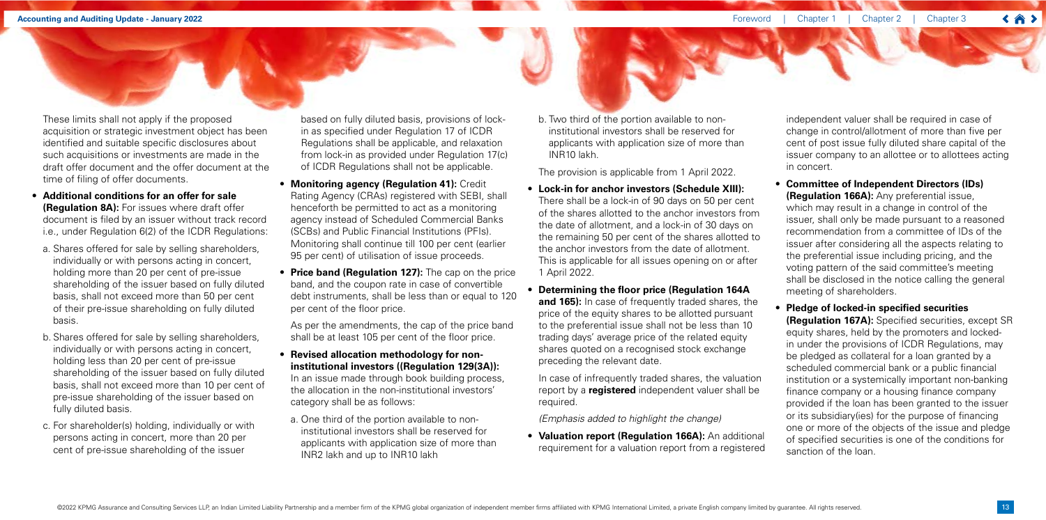These limits shall not apply if the proposed acquisition or strategic investment object has been identified and suitable specific disclosures about such acquisitions or investments are made in the draft offer document and the offer document at the time of filing of offer documents.

- **Additional conditions for an offer for sale (Regulation 8A):** For issues where draft offer document is filed by an issuer without track record i.e., under Regulation 6(2) of the ICDR Regulations:

  a. Shares offered for sale by selling shareholders, individually or with persons acting in concert, holding more than 20 per cent of pre-issue shareholding of the issuer based on fully diluted basis, shall not exceed more than 50 per cent of their pre-issue shareholding on fully diluted basis.

  b. Shares offered for sale by selling shareholders, individually or with persons acting in concert, holding less than 20 per cent of pre-issue shareholding of the issuer based on fully diluted basis, shall not exceed more than 10 per cent of pre-issue shareholding of the issuer based on fully diluted basis.

  c. For shareholder(s) holding, individually or with persons acting in concert, more than 20 per cent of pre-issue shareholding of the issuer based on fully diluted basis, provisions of lock-in as specified under Regulation 17 of ICDR Regulations shall be applicable, and relaxation from lock-in as provided under Regulation 17(c) of ICDR Regulations shall not be applicable.

- **Monitoring agency (Regulation 41):** Credit Rating Agency (CRAs) registered with SEBI, shall henceforth be permitted to act as a monitoring agency instead of Scheduled Commercial Banks (SCBs) and Public Financial Institutions (PFIs). Monitoring shall continue till 100 per cent (earlier 95 per cent) of utilisation of issue proceeds.

- **Price band (Regulation 127):** The cap on the price band, and the coupon rate in case of convertible debt instruments, shall be less than or equal to 120 per cent of the floor price.

  As per the amendments, the cap of the price band shall be at least 105 per cent of the floor price.

- **Revised allocation methodology for non-institutional investors ((Regulation 129(3A)):** In an issue made through book building process, the allocation in the non-institutional investors' category shall be as follows:

  a. One third of the portion available to non-institutional investors shall be reserved for applicants with application size of more than INR2 lakh and up to INR10 lakh

  b. Two third of the portion available to non-institutional investors shall be reserved for applicants with application size of more than INR10 lakh.

  The provision is applicable from 1 April 2022.

- **Lock-in for anchor investors (Schedule XIII):** There shall be a lock-in of 90 days on 50 per cent of the shares allotted to the anchor investors from the date of allotment, and a lock-in of 30 days on the remaining 50 per cent of the shares allotted to the anchor investors from the date of allotment. This is applicable for all issues opening on or after 1 April 2022.

- **Determining the floor price (Regulation 164A and 165):** In case of frequently traded shares, the price of the equity shares to be allotted pursuant to the preferential issue shall not be less than 10 trading days' average price of the related equity shares quoted on a recognised stock exchange preceding the relevant date.

  In case of infrequently traded shares, the valuation report by a **registered** independent valuer shall be required.

  *(Emphasis added to highlight the change)*

- **Valuation report (Regulation 166A):** An additional requirement for a valuation report from a registered independent valuer shall be required in case of change in control/allotment of more than five per cent of post issue fully diluted share capital of the issuer company to an allottee or to allottees acting in concert.

- **Committee of Independent Directors (IDs) (Regulation 166A):** Any preferential issue, which may result in a change in control of the issuer, shall only be made pursuant to a reasoned recommendation from a committee of IDs of the issuer after considering all the aspects relating to the preferential issue including pricing, and the voting pattern of the said committee's meeting shall be disclosed in the notice calling the general meeting of shareholders.

- **Pledge of locked-in specified securities (Regulation 167A):** Specified securities, except SR equity shares, held by the promoters and locked-in under the provisions of ICDR Regulations, may be pledged as collateral for a loan granted by a scheduled commercial bank or a public financial institution or a systemically important non-banking finance company or a housing finance company provided if the loan has been granted to the issuer or its subsidiary(ies) for the purpose of financing one or more of the objects of the issue and pledge of specified securities is one of the conditions for sanction of the loan.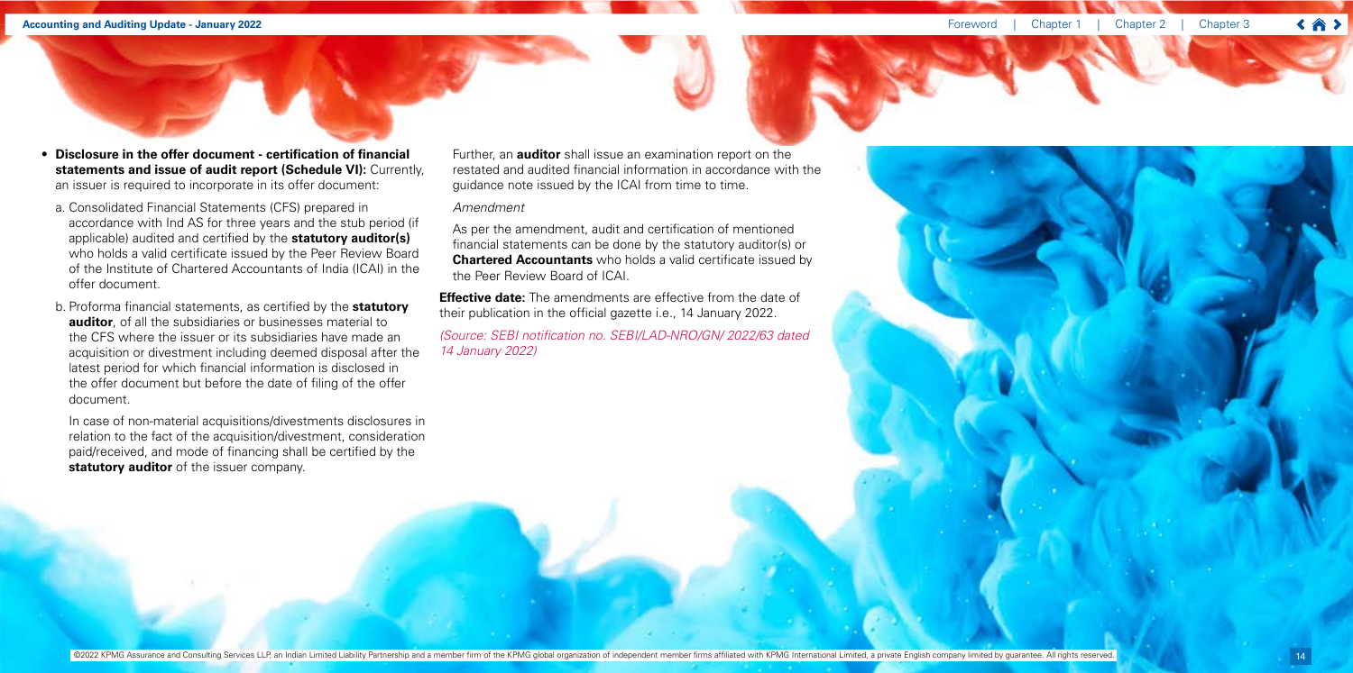- **Disclosure in the offer document - certification of financial statements and issue of audit report (Schedule VI):** Currently, an issuer is required to incorporate in its offer document:

  a. Consolidated Financial Statements (CFS) prepared in accordance with Ind AS for three years and the stub period (if applicable) audited and certified by the **statutory auditor(s)** who holds a valid certificate issued by the Peer Review Board of the Institute of Chartered Accountants of India (ICAI) in the offer document.

  b. Proforma financial statements, as certified by the **statutory auditor**, of all the subsidiaries or businesses material to the CFS where the issuer or its subsidiaries have made an acquisition or divestment including deemed disposal after the latest period for which financial information is disclosed in the offer document but before the date of filing of the offer document.

  In case of non-material acquisitions/divestments disclosures in relation to the fact of the acquisition/divestment, consideration paid/received, and mode of financing shall be certified by the **statutory auditor** of the issuer company.

  Further, an **auditor** shall issue an examination report on the restated and audited financial information in accordance with the guidance note issued by the ICAI from time to time.

  *Amendment*

  As per the amendment, audit and certification of mentioned financial statements can be done by the statutory auditor(s) or **Chartered Accountants** who holds a valid certificate issued by the Peer Review Board of ICAI.

**Effective date:** The amendments are effective from the date of their publication in the official gazette i.e., 14 January 2022.

*(Source: SEBI notification no. SEBI/LAD-NRO/GN/ 2022/63 dated 14 January 2022)*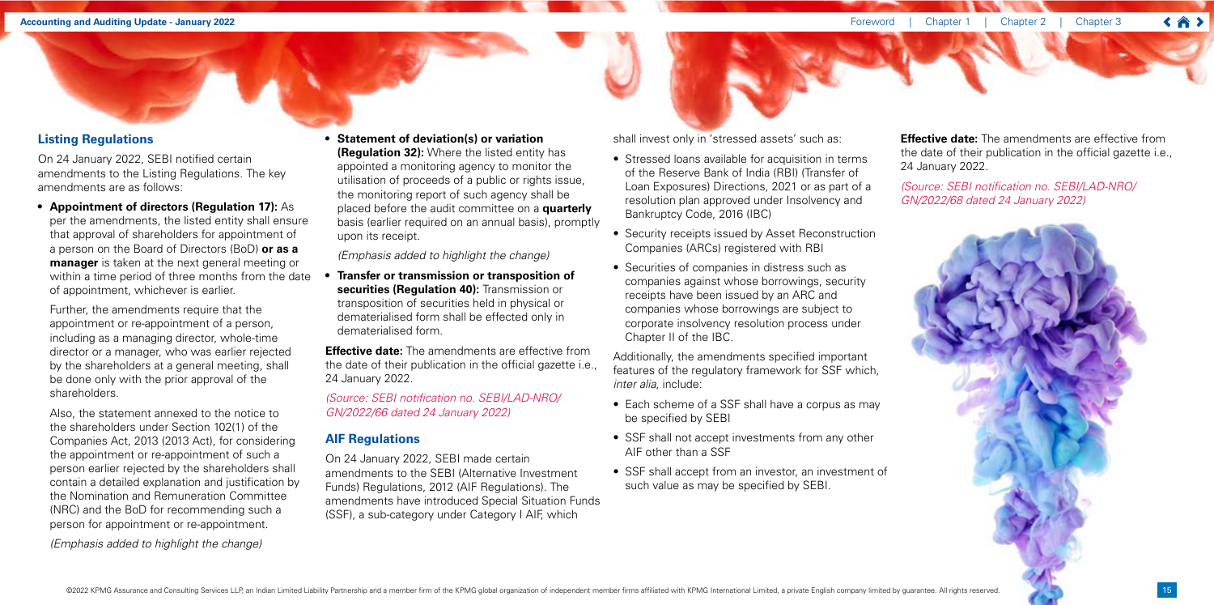## Listing Regulations

On 24 January 2022, SEBI notified certain amendments to the Listing Regulations. The key amendments are as follows:

- **Appointment of directors (Regulation 17):** As per the amendments, the listed entity shall ensure that approval of shareholders for appointment of a person on the Board of Directors (BoD) **or as a manager** is taken at the next general meeting or within a time period of three months from the date of appointment, whichever is earlier.

  Further, the amendments require that the appointment or re-appointment of a person, including as a managing director, whole-time director or a manager, who was earlier rejected by the shareholders at a general meeting, shall be done only with the prior approval of the shareholders.

  Also, the statement annexed to the notice to the shareholders under Section 102(1) of the Companies Act, 2013 (2013 Act), for considering the appointment or re-appointment of such a person earlier rejected by the shareholders shall contain a detailed explanation and justification by the Nomination and Remuneration Committee (NRC) and the BoD for recommending such a person for appointment or re-appointment.

  *(Emphasis added to highlight the change)*

- **Statement of deviation(s) or variation (Regulation 32):** Where the listed entity has appointed a monitoring agency to monitor the utilisation of proceeds of a public or rights issue, the monitoring report of such agency shall be placed before the audit committee on a **quarterly** basis (earlier required on an annual basis), promptly upon its receipt.

  *(Emphasis added to highlight the change)*

- **Transfer or transmission or transposition of securities (Regulation 40):** Transmission or transposition of securities held in physical or dematerialised form shall be effected only in dematerialised form.

**Effective date:** The amendments are effective from the date of their publication in the official gazette i.e., 24 January 2022.

*(Source: SEBI notification no. SEBI/LAD-NRO/GN/2022/66 dated 24 January 2022)*

## AIF Regulations

On 24 January 2022, SEBI made certain amendments to the SEBI (Alternative Investment Funds) Regulations, 2012 (AIF Regulations). The amendments have introduced Special Situation Funds (SSF), a sub-category under Category I AIF, which shall invest only in 'stressed assets' such as:

- Stressed loans available for acquisition in terms of the Reserve Bank of India (RBI) (Transfer of Loan Exposures) Directions, 2021 or as part of a resolution plan approved under Insolvency and Bankruptcy Code, 2016 (IBC)
- Security receipts issued by Asset Reconstruction Companies (ARCs) registered with RBI
- Securities of companies in distress such as companies against whose borrowings, security receipts have been issued by an ARC and companies whose borrowings are subject to corporate insolvency resolution process under Chapter II of the IBC.

Additionally, the amendments specified important features of the regulatory framework for SSF which, *inter alia*, include:

- Each scheme of a SSF shall have a corpus as may be specified by SEBI
- SSF shall not accept investments from any other AIF other than a SSF
- SSF shall accept from an investor, an investment of such value as may be specified by SEBI.

**Effective date:** The amendments are effective from the date of their publication in the official gazette i.e., 24 January 2022.

*(Source: SEBI notification no. SEBI/LAD-NRO/GN/2022/68 dated 24 January 2022)*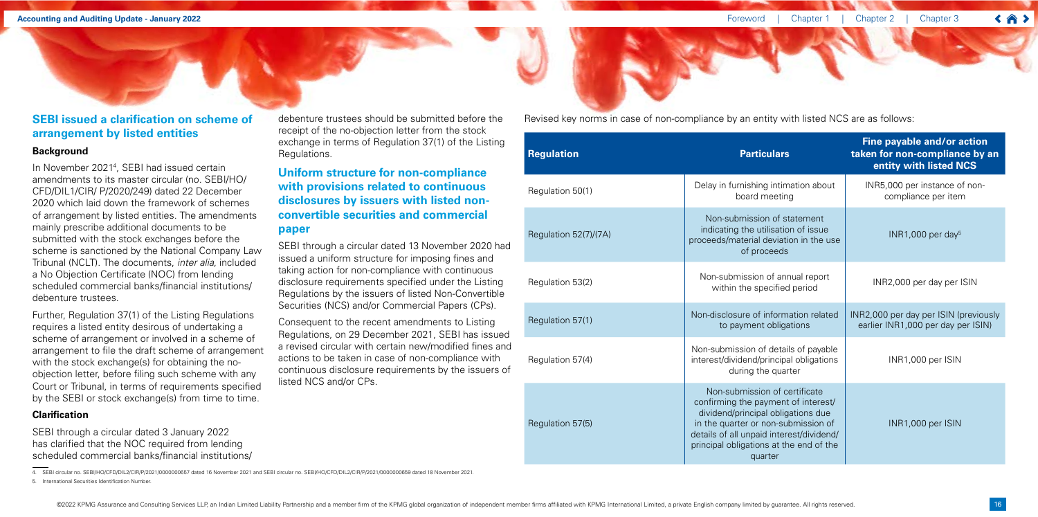## SEBI issued a clarification on scheme of arrangement by listed entities

### Background

In November 2021[4], SEBI had issued certain amendments to its master circular (no. SEBI/HO/CFD/DIL1/CIR/ P/2020/249) dated 22 December 2020 which laid down the framework of schemes of arrangement by listed entities. The amendments mainly prescribe additional documents to be submitted with the stock exchanges before the scheme is sanctioned by the National Company Law Tribunal (NCLT). The documents, *inter alia*, included a No Objection Certificate (NOC) from lending scheduled commercial banks/financial institutions/ debenture trustees.

Further, Regulation 37(1) of the Listing Regulations requires a listed entity desirous of undertaking a scheme of arrangement or involved in a scheme of arrangement to file the draft scheme of arrangement with the stock exchange(s) for obtaining the no-objection letter, before filing such scheme with any Court or Tribunal, in terms of requirements specified by the SEBI or stock exchange(s) from time to time.

### Clarification

SEBI through a circular dated 3 January 2022 has clarified that the NOC required from lending scheduled commercial banks/financial institutions/ debenture trustees should be submitted before the receipt of the no-objection letter from the stock exchange in terms of Regulation 37(1) of the Listing Regulations.

## Uniform structure for non-compliance with provisions related to continuous disclosures by issuers with listed non-convertible securities and commercial paper

SEBI through a circular dated 13 November 2020 had issued a uniform structure for imposing fines and taking action for non-compliance with continuous disclosure requirements specified under the Listing Regulations by the issuers of listed Non-Convertible Securities (NCS) and/or Commercial Papers (CPs).

Consequent to the recent amendments to Listing Regulations, on 29 December 2021, SEBI has issued a revised circular with certain new/modified fines and actions to be taken in case of non-compliance with continuous disclosure requirements by the issuers of listed NCS and/or CPs.

Revised key norms in case of non-compliance by an entity with listed NCS are as follows:

| Regulation | Particulars | Fine payable and/or action taken for non-compliance by an entity with listed NCS |
|---|---|---|
| Regulation 50(1) | Delay in furnishing intimation about board meeting | INR5,000 per instance of non-compliance per item |
| Regulation 52(7)/(7A) | Non-submission of statement indicating the utilisation of issue proceeds/material deviation in the use of proceeds | INR1,000 per day[5] |
| Regulation 53(2) | Non-submission of annual report within the specified period | INR2,000 per day per ISIN |
| Regulation 57(1) | Non-disclosure of information related to payment obligations | INR2,000 per day per ISIN (previously earlier INR1,000 per day per ISIN) |
| Regulation 57(4) | Non-submission of details of payable interest/dividend/principal obligations during the quarter | INR1,000 per ISIN |
| Regulation 57(5) | Non-submission of certificate confirming the payment of interest/ dividend/principal obligations due in the quarter or non-submission of details of all unpaid interest/dividend/ principal obligations at the end of the quarter | INR1,000 per ISIN |

4. SEBI circular no. SEBI/HO/CFD/DIL2/CIR/P/2021/0000000657 dated 16 November 2021 and SEBI circular no. SEBI/HO/CFD/DIL2/CIR/P/2021/0000000659 dated 18 November 2021.

5. International Securities Identification Number.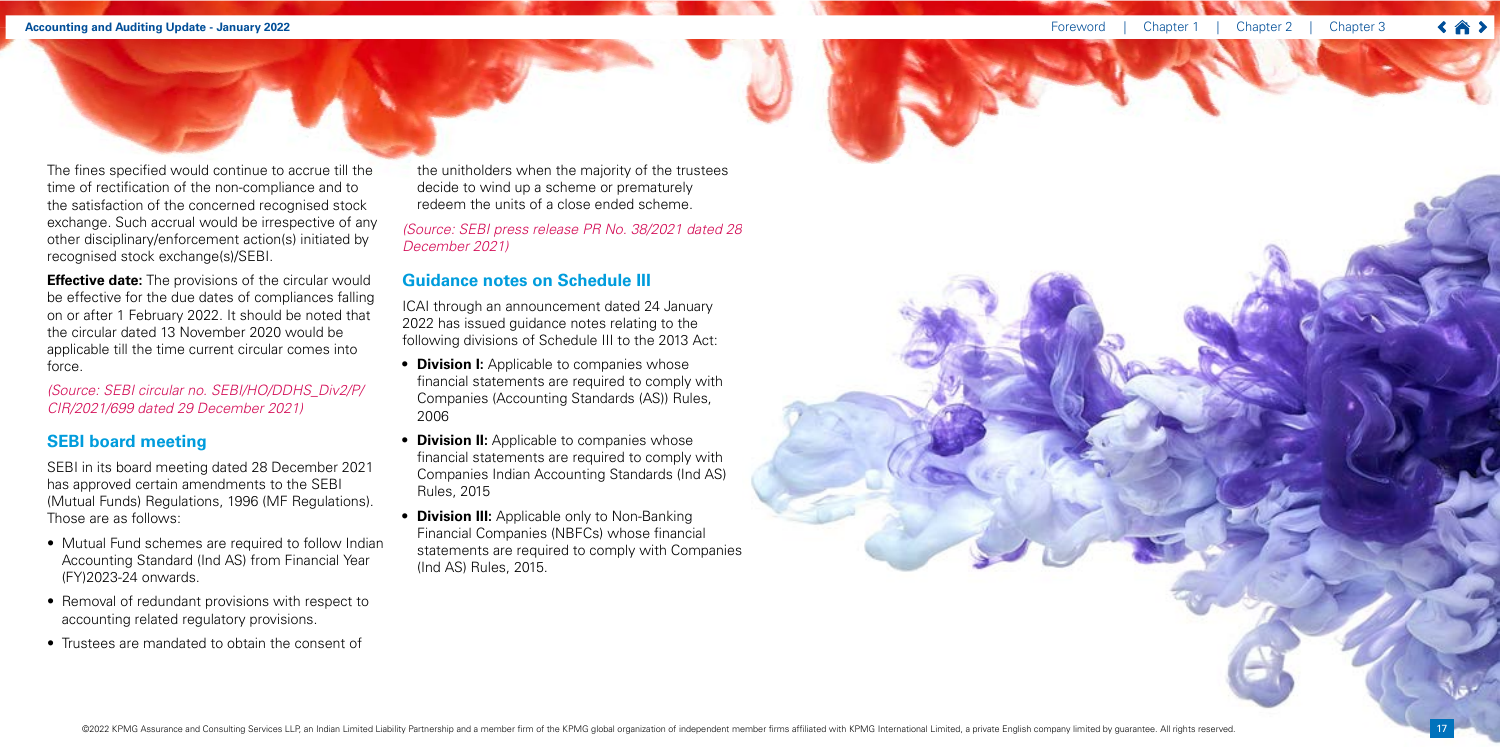The fines specified would continue to accrue till the time of rectification of the non-compliance and to the satisfaction of the concerned recognised stock exchange. Such accrual would be irrespective of any other disciplinary/enforcement action(s) initiated by recognised stock exchange(s)/SEBI.

**Effective date:** The provisions of the circular would be effective for the due dates of compliances falling on or after 1 February 2022. It should be noted that the circular dated 13 November 2020 would be applicable till the time current circular comes into force.

*(Source: SEBI circular no. SEBI/HO/DDHS_Div2/P/CIR/2021/699 dated 29 December 2021)*

## SEBI board meeting

SEBI in its board meeting dated 28 December 2021 has approved certain amendments to the SEBI (Mutual Funds) Regulations, 1996 (MF Regulations). Those are as follows:

- Mutual Fund schemes are required to follow Indian Accounting Standard (Ind AS) from Financial Year (FY)2023-24 onwards.
- Removal of redundant provisions with respect to accounting related regulatory provisions.
- Trustees are mandated to obtain the consent of the unitholders when the majority of the trustees decide to wind up a scheme or prematurely redeem the units of a close ended scheme.

*(Source: SEBI press release PR No. 38/2021 dated 28 December 2021)*

## Guidance notes on Schedule III

ICAI through an announcement dated 24 January 2022 has issued guidance notes relating to the following divisions of Schedule III to the 2013 Act:

- **Division I:** Applicable to companies whose financial statements are required to comply with Companies (Accounting Standards (AS)) Rules, 2006
- **Division II:** Applicable to companies whose financial statements are required to comply with Companies Indian Accounting Standards (Ind AS) Rules, 2015
- **Division III:** Applicable only to Non-Banking Financial Companies (NBFCs) whose financial statements are required to comply with Companies (Ind AS) Rules, 2015.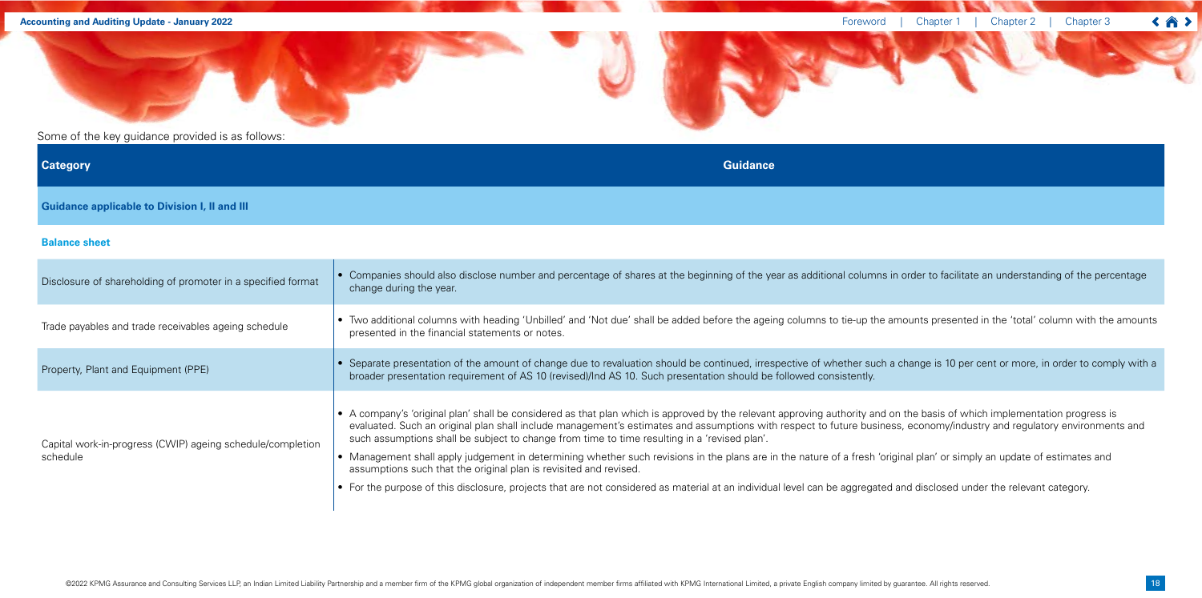Some of the key guidance provided is as follows:

| Category | Guidance |
|---|---|
| **Guidance applicable to Division I, II and III** | |
| **Balance sheet** | |
| Disclosure of shareholding of promoter in a specified format | • Companies should also disclose number and percentage of shares at the beginning of the year as additional columns in order to facilitate an understanding of the percentage change during the year. |
| Trade payables and trade receivables ageing schedule | • Two additional columns with heading 'Unbilled' and 'Not due' shall be added before the ageing columns to tie-up the amounts presented in the 'total' column with the amounts presented in the financial statements or notes. |
| Property, Plant and Equipment (PPE) | • Separate presentation of the amount of change due to revaluation should be continued, irrespective of whether such a change is 10 per cent or more, in order to comply with a broader presentation requirement of AS 10 (revised)/Ind AS 10. Such presentation should be followed consistently. |
| Capital work-in-progress (CWIP) ageing schedule/completion schedule | • A company's 'original plan' shall be considered as that plan which is approved by the relevant approving authority and on the basis of which implementation progress is evaluated. Such an original plan shall include management's estimates and assumptions with respect to future business, economy/industry and regulatory environments and such assumptions shall be subject to change from time to time resulting in a 'revised plan'.<br>• Management shall apply judgement in determining whether such revisions in the plans are in the nature of a fresh 'original plan' or simply an update of estimates and assumptions such that the original plan is revisited and revised.<br>• For the purpose of this disclosure, projects that are not considered as material at an individual level can be aggregated and disclosed under the relevant category. |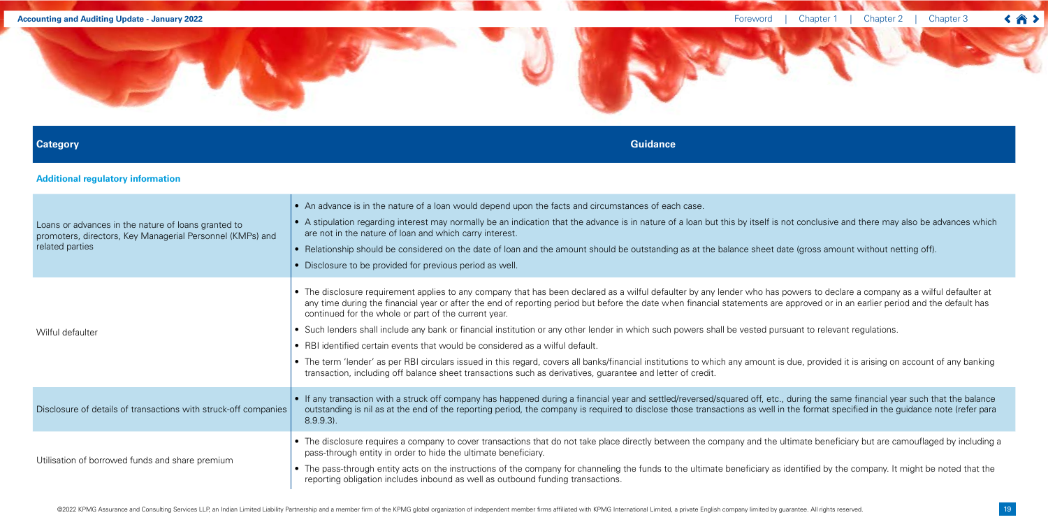| Category | Guidance |
|---|---|
| **Additional regulatory information** | |
| Loans or advances in the nature of loans granted to promoters, directors, Key Managerial Personnel (KMPs) and related parties | • An advance is in the nature of a loan would depend upon the facts and circumstances of each case.<br>• A stipulation regarding interest may normally be an indication that the advance is in nature of a loan but this by itself is not conclusive and there may also be advances which are not in the nature of loan and which carry interest.<br>• Relationship should be considered on the date of loan and the amount should be outstanding as at the balance sheet date (gross amount without netting off).<br>• Disclosure to be provided for previous period as well. |
| Wilful defaulter | • The disclosure requirement applies to any company that has been declared as a wilful defaulter by any lender who has powers to declare a company as a wilful defaulter at any time during the financial year or after the end of reporting period but before the date when financial statements are approved or in an earlier period and the default has continued for the whole or part of the current year.<br>• Such lenders shall include any bank or financial institution or any other lender in which such powers shall be vested pursuant to relevant regulations.<br>• RBI identified certain events that would be considered as a wilful default.<br>• The term 'lender' as per RBI circulars issued in this regard, covers all banks/financial institutions to which any amount is due, provided it is arising on account of any banking transaction, including off balance sheet transactions such as derivatives, guarantee and letter of credit. |
| Disclosure of details of transactions with struck-off companies | • If any transaction with a struck off company has happened during a financial year and settled/reversed/squared off, etc., during the same financial year such that the balance outstanding is nil as at the end of the reporting period, the company is required to disclose those transactions as well in the format specified in the guidance note (refer para 8.9.9.3). |
| Utilisation of borrowed funds and share premium | • The disclosure requires a company to cover transactions that do not take place directly between the company and the ultimate beneficiary but are camouflaged by including a pass-through entity in order to hide the ultimate beneficiary.<br>• The pass-through entity acts on the instructions of the company for channeling the funds to the ultimate beneficiary as identified by the company. It might be noted that the reporting obligation includes inbound as well as outbound funding transactions. |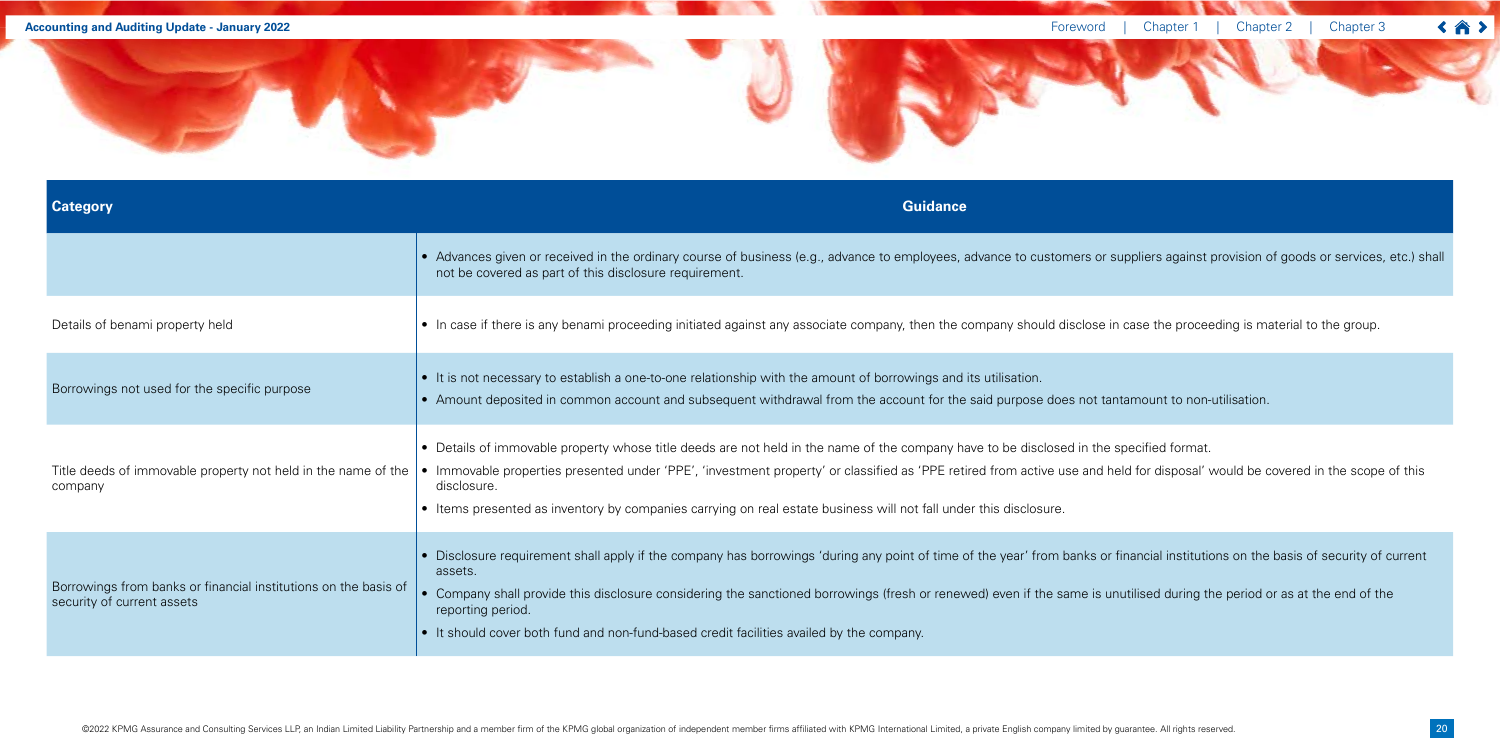| Category | Guidance |
|---|---|
| | • Advances given or received in the ordinary course of business (e.g., advance to employees, advance to customers or suppliers against provision of goods or services, etc.) shall not be covered as part of this disclosure requirement. |
| Details of benami property held | • In case if there is any benami proceeding initiated against any associate company, then the company should disclose in case the proceeding is material to the group. |
| Borrowings not used for the specific purpose | • It is not necessary to establish a one-to-one relationship with the amount of borrowings and its utilisation.<br>• Amount deposited in common account and subsequent withdrawal from the account for the said purpose does not tantamount to non-utilisation. |
| Title deeds of immovable property not held in the name of the company | • Details of immovable property whose title deeds are not held in the name of the company have to be disclosed in the specified format.<br>• Immovable properties presented under 'PPE', 'investment property' or classified as 'PPE retired from active use and held for disposal' would be covered in the scope of this disclosure.<br>• Items presented as inventory by companies carrying on real estate business will not fall under this disclosure. |
| Borrowings from banks or financial institutions on the basis of security of current assets | • Disclosure requirement shall apply if the company has borrowings 'during any point of time of the year' from banks or financial institutions on the basis of security of current assets.<br>• Company shall provide this disclosure considering the sanctioned borrowings (fresh or renewed) even if the same is unutilised during the period or as at the end of the reporting period.<br>• It should cover both fund and non-fund-based credit facilities availed by the company. |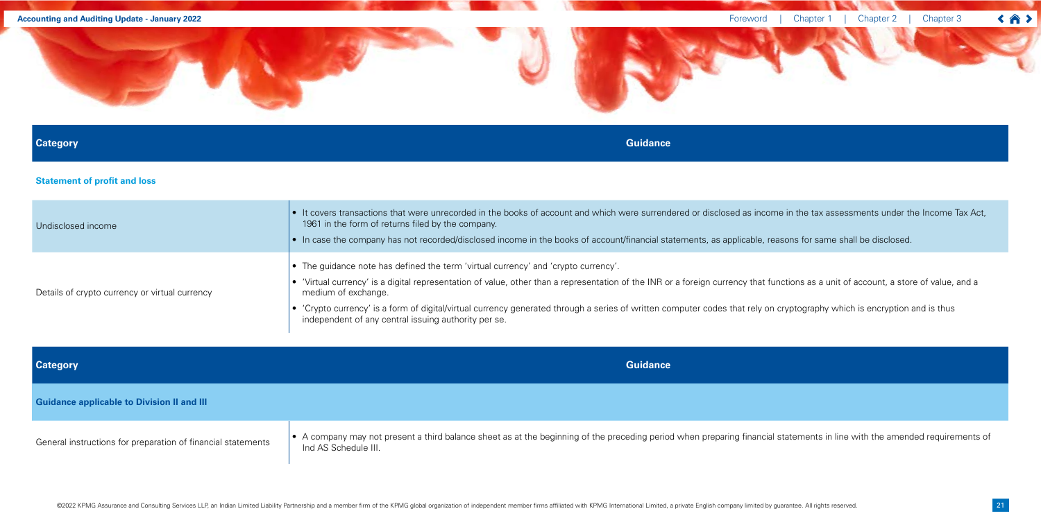| Category | Guidance |
|---|---|
| **Statement of profit and loss** | |
| Undisclosed income | • It covers transactions that were unrecorded in the books of account and which were surrendered or disclosed as income in the tax assessments under the Income Tax Act, 1961 in the form of returns filed by the company.<br>• In case the company has not recorded/disclosed income in the books of account/financial statements, as applicable, reasons for same shall be disclosed. |
| Details of crypto currency or virtual currency | • The guidance note has defined the term 'virtual currency' and 'crypto currency'.<br>• 'Virtual currency' is a digital representation of value, other than a representation of the INR or a foreign currency that functions as a unit of account, a store of value, and a medium of exchange.<br>• 'Crypto currency' is a form of digital/virtual currency generated through a series of written computer codes that rely on cryptography which is encryption and is thus independent of any central issuing authority per se. |

| Category | Guidance |
|---|---|
| **Guidance applicable to Division II and III** | |
| General instructions for preparation of financial statements | • A company may not present a third balance sheet as at the beginning of the preceding period when preparing financial statements in line with the amended requirements of Ind AS Schedule III. |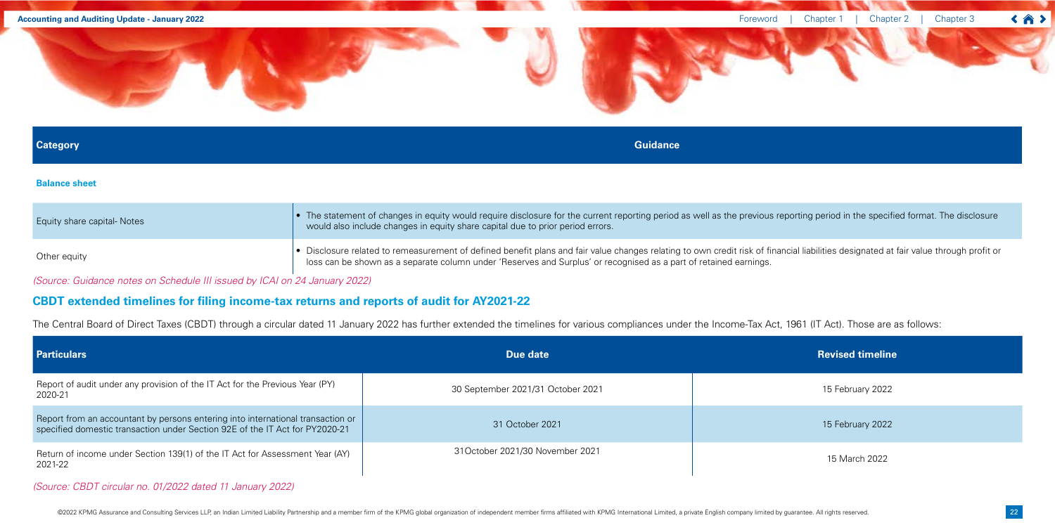| Category | Guidance |
|---|---|
| **Balance sheet** | |
| Equity share capital- Notes | • The statement of changes in equity would require disclosure for the current reporting period as well as the previous reporting period in the specified format. The disclosure would also include changes in equity share capital due to prior period errors. |
| Other equity | • Disclosure related to remeasurement of defined benefit plans and fair value changes relating to own credit risk of financial liabilities designated at fair value through profit or loss can be shown as a separate column under 'Reserves and Surplus' or recognised as a part of retained earnings. |

*(Source: Guidance notes on Schedule III issued by ICAI on 24 January 2022)*

## CBDT extended timelines for filing income-tax returns and reports of audit for AY2021-22

The Central Board of Direct Taxes (CBDT) through a circular dated 11 January 2022 has further extended the timelines for various compliances under the Income-Tax Act, 1961 (IT Act). Those are as follows:

| Particulars | Due date | Revised timeline |
|---|---|---|
| Report of audit under any provision of the IT Act for the Previous Year (PY) 2020-21 | 30 September 2021/31 October 2021 | 15 February 2022 |
| Report from an accountant by persons entering into international transaction or specified domestic transaction under Section 92E of the IT Act for PY2020-21 | 31 October 2021 | 15 February 2022 |
| Return of income under Section 139(1) of the IT Act for Assessment Year (AY) 2021-22 | 31October 2021/30 November 2021 | 15 March 2022 |

*(Source: CBDT circular no. 01/2022 dated 11 January 2022)*